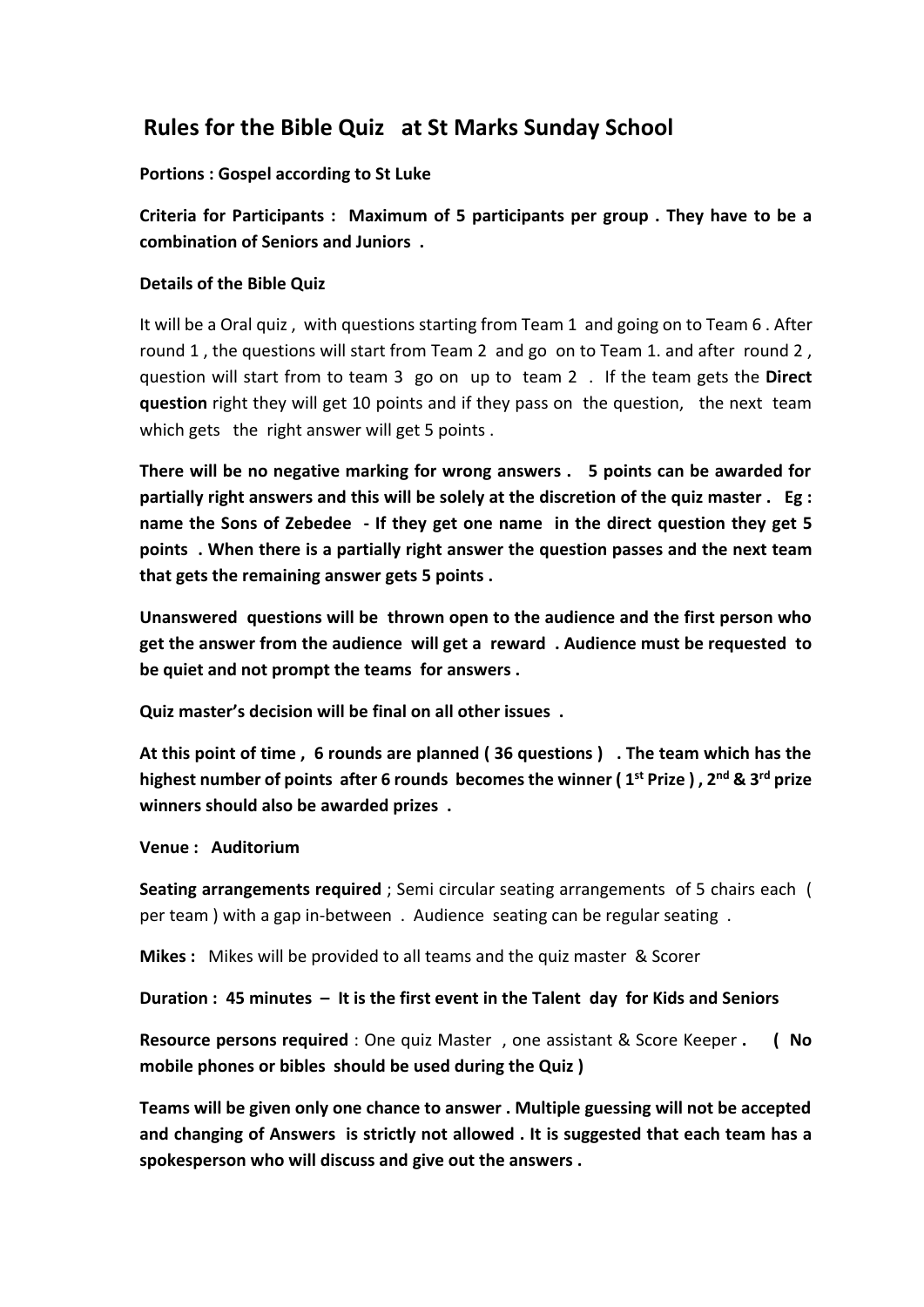## Rules for the Bible Quiz at St Marks Sunday School

**Portions : Gospel according to St Luke**

**Criteria for Participants : Maximum of 5 participants per group . They have to be a combination of Seniors and Juniors .**

**Details of the Bible Quiz**

It will be a Oral quiz , with questions starting from Team 1 and going on to Team 6 . After round 1 , the questions will start from Team 2 and go on to Team 1. and after round 2 , question will start from to team 3 go on up to team 2 . If the team gets the **Direct question** right they will get 10 points and if they pass on the question, the next team which gets the right answer will get 5 points .

**There will be no negative marking for wrong answers . 5 points can be awarded for partially right answers and this will be solely at the discretion of the quiz master . Eg : name the Sons of Zebedee - If they get one name in the direct question they get 5 points . When there is a partially right answer the question passes and the next team that gets the remaining answer gets 5 points .**

**Unanswered questions will be thrown open to the audience and the first person who get the answer from the audience will get a reward . Audience must be requested to be quiet and not prompt the teams for answers .**

**Quiz master's decision will be final on all other issues .**

**At this point of time , 6 rounds are planned ( 36 questions ) . The team which has the highest number of points after 6 rounds becomes the winner ( 1st Prize ) , 2nd & 3rd prize winners should also be awarded prizes .**

**Venue : Auditorium**

**Seating arrangements required** ; Semi circular seating arrangements of 5 chairs each ( per team ) with a gap in-between . Audience seating can be regular seating .

**Mikes :** Mikes will be provided to all teams and the quiz master & Scorer

**Duration : 45 minutes – It is the first event in the Talent day for Kids and Seniors**

**Resource persons required** : One quiz Master , one assistant & Score Keeper **. ( No mobile phones or bibles should be used during the Quiz )**

**Teams will be given only one chance to answer . Multiple guessing will not be accepted and changing of Answers is strictly not allowed . It is suggested that each team has a spokesperson who will discuss and give out the answers .**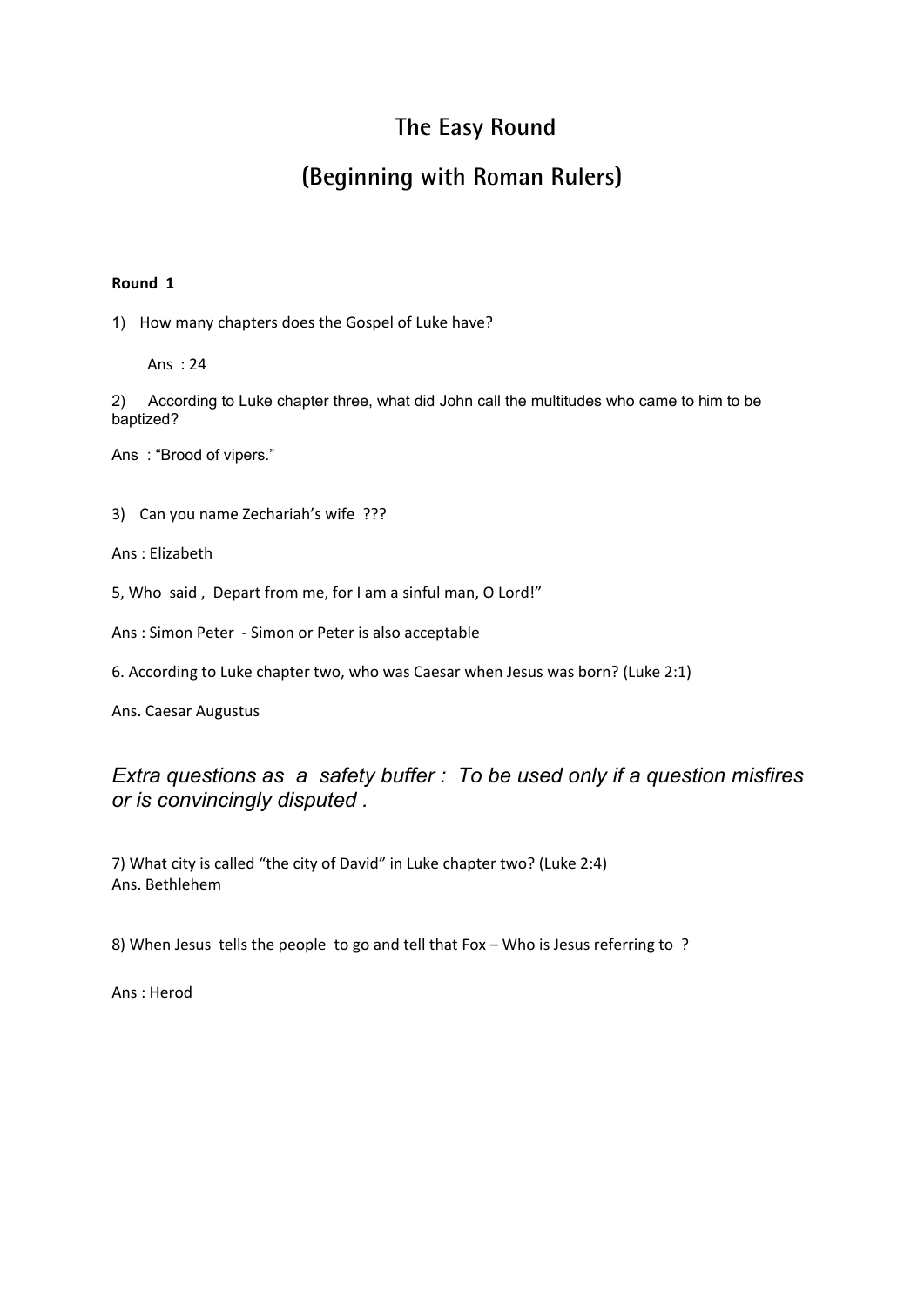# The Easy Round

# (Beginning with Roman Rulers)

**Round 1**

1) How many chapters does the Gospel of Luke have?

Ans : 24

2) According to Luke chapter three, what did John call the multitudes who came to him to be baptized?

Ans : "Brood of vipers."

3) Can you name Zechariah's wife ???

Ans : Elizabeth

5, Who said , Depart from me, for I am a sinful man, O Lord!"

Ans : Simon Peter - Simon or Peter is also acceptable

6. According to Luke chapter two, who was Caesar when Jesus was born? (Luke 2:1)

Ans. Caesar Augustus

*Extra questions as a safety buffer : To be used only if a question misfires or is convincingly disputed .*

7) What city is called "the city of David" in Luke chapter two? (Luke 2:4)
Ans. Bethlehem

8) When Jesus tells the people to go and tell that Fox – Who is Jesus referring to ?

Ans : Herod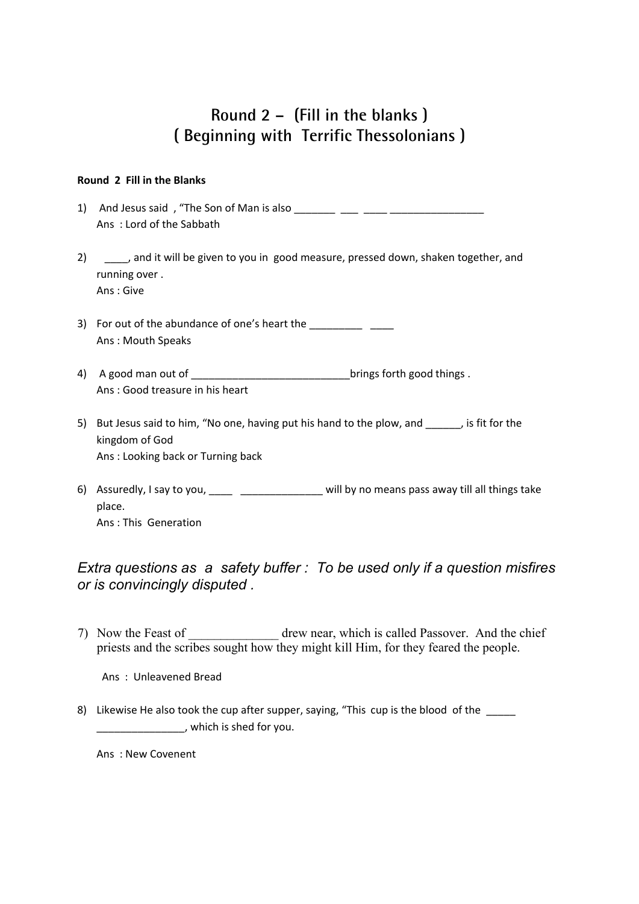# Round 2 – (Fill in the blanks )
# ( Beginning with Terrific Thessolonians )

**Round 2 Fill in the Blanks**

1) And Jesus said , "The Son of Man is also _______ ___ ____ ________________
   Ans : Lord of the Sabbath

2) ____, and it will be given to you in good measure, pressed down, shaken together, and running over .
   Ans : Give

3) For out of the abundance of one's heart the _________ ____
   Ans : Mouth Speaks

4) A good man out of ___________________________brings forth good things .
   Ans : Good treasure in his heart

5) But Jesus said to him, "No one, having put his hand to the plow, and ______, is fit for the kingdom of God
   Ans : Looking back or Turning back

6) Assuredly, I say to you, ____ ______________ will by no means pass away till all things take place.
   Ans : This Generation

*Extra questions as a safety buffer : To be used only if a question misfires or is convincingly disputed .*

7) Now the Feast of ______________ drew near, which is called Passover. And the chief priests and the scribes sought how they might kill Him, for they feared the people.

   Ans : Unleavened Bread

8) Likewise He also took the cup after supper, saying, "This cup is the blood of the _____ _______________, which is shed for you.

   Ans : New Covenent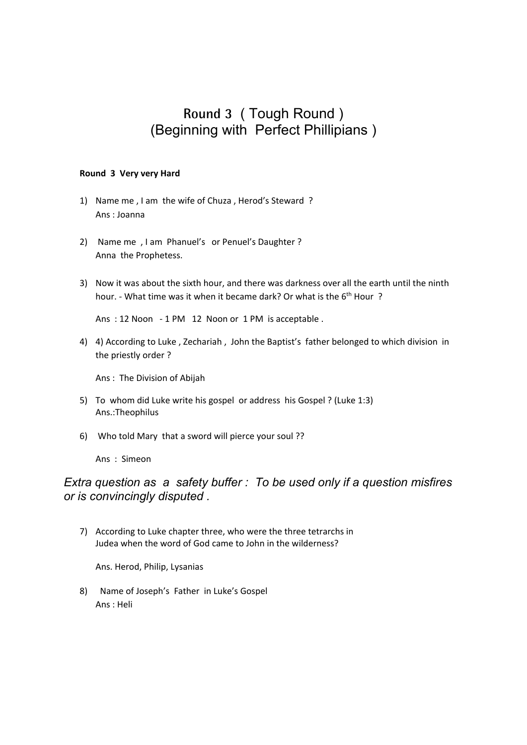# Round 3 ( Tough Round )
# (Beginning with Perfect Phillipians )

**Round 3 Very very Hard**

1) Name me , I am the wife of Chuza , Herod's Steward ?
   Ans : Joanna

2) Name me , I am Phanuel's or Penuel's Daughter ?
   Anna the Prophetess.

3) Now it was about the sixth hour, and there was darkness over all the earth until the ninth hour. - What time was it when it became dark? Or what is the 6th Hour ?

   Ans : 12 Noon - 1 PM 12 Noon or 1 PM is acceptable .

4) 4) According to Luke , Zechariah , John the Baptist's father belonged to which division in the priestly order ?

   Ans : The Division of Abijah

5) To whom did Luke write his gospel or address his Gospel ? (Luke 1:3)
   Ans.:Theophilus

6) Who told Mary that a sword will pierce your soul ??

   Ans : Simeon

*Extra question as a safety buffer : To be used only if a question misfires or is convincingly disputed .*

7) According to Luke chapter three, who were the three tetrarchs in Judea when the word of God came to John in the wilderness?

   Ans. Herod, Philip, Lysanias

8) Name of Joseph's Father in Luke's Gospel
   Ans : Heli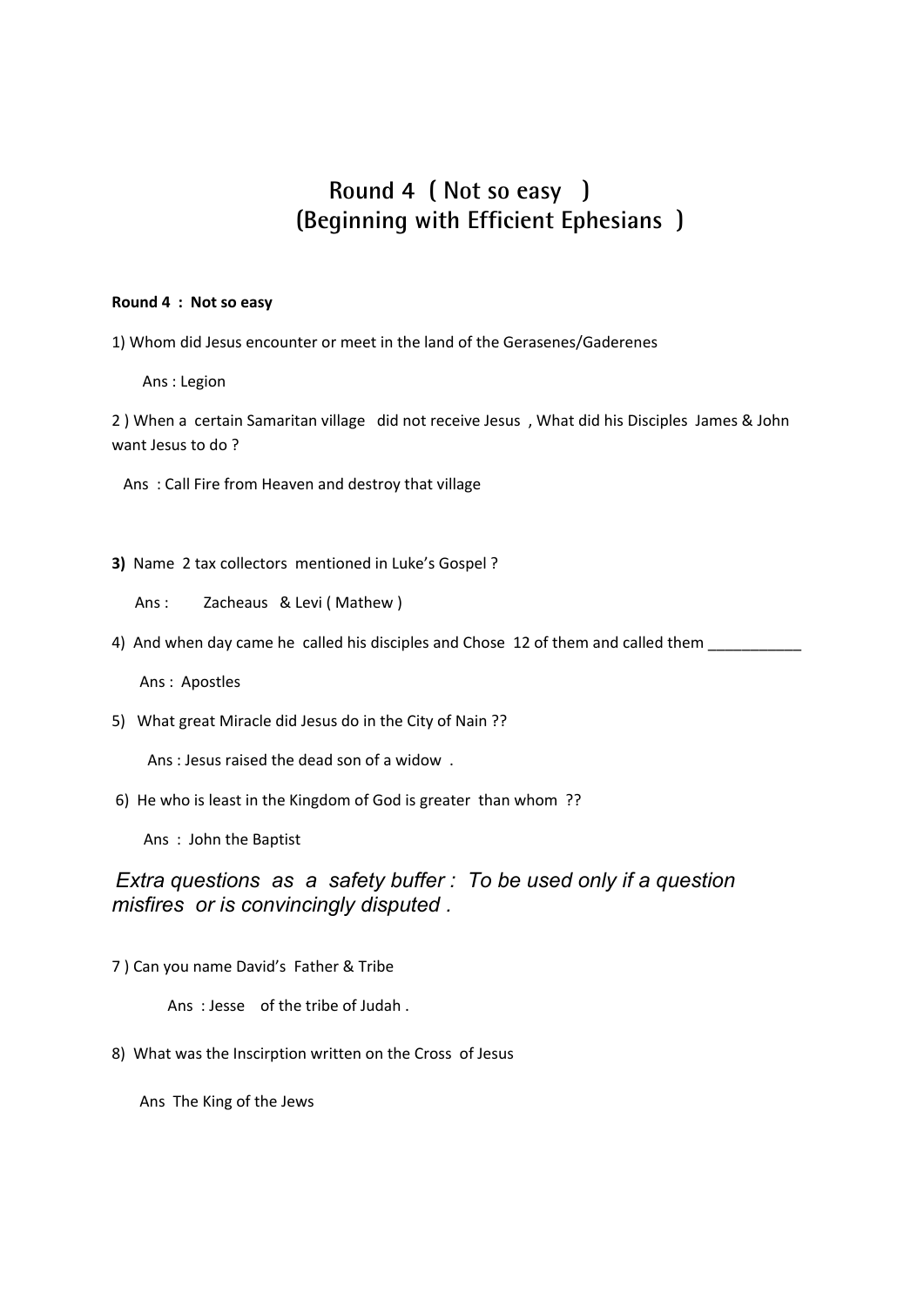# Round 4 ( Not so easy )
# (Beginning with Efficient Ephesians )

**Round 4 : Not so easy**

1) Whom did Jesus encounter or meet in the land of the Gerasenes/Gaderenes

Ans : Legion

2 ) When a certain Samaritan village did not receive Jesus , What did his Disciples James & John want Jesus to do ?

Ans : Call Fire from Heaven and destroy that village

**3)** Name 2 tax collectors mentioned in Luke's Gospel ?

Ans : Zacheaus & Levi ( Mathew )

4) And when day came he called his disciples and Chose 12 of them and called them ___________

Ans : Apostles

5) What great Miracle did Jesus do in the City of Nain ??

Ans : Jesus raised the dead son of a widow .

6) He who is least in the Kingdom of God is greater than whom ??

Ans : John the Baptist

*Extra questions as a safety buffer : To be used only if a question misfires or is convincingly disputed .*

7 ) Can you name David's Father & Tribe

Ans : Jesse of the tribe of Judah .

8) What was the Inscirption written on the Cross of Jesus

Ans The King of the Jews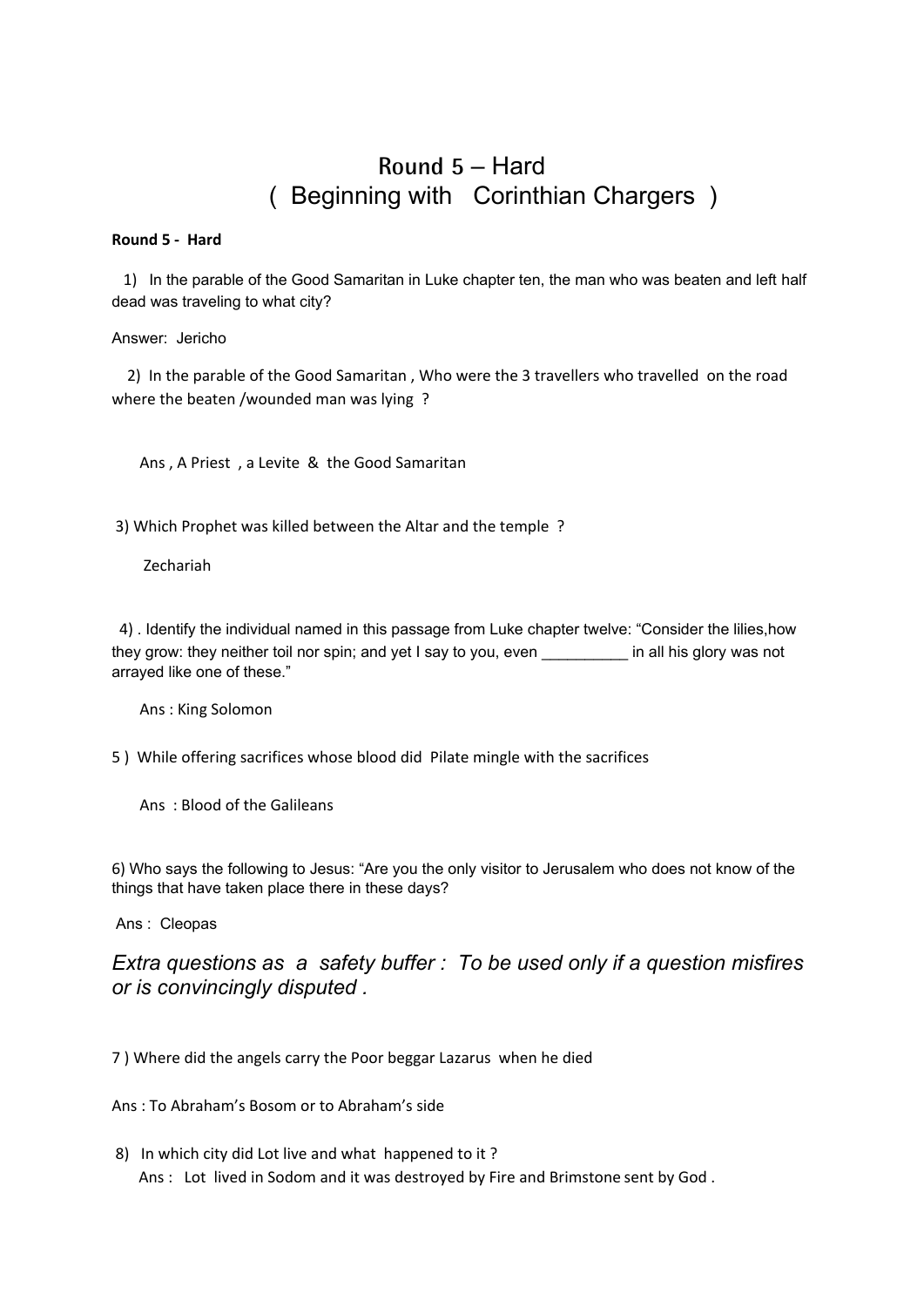# Round 5 – Hard
# ( Beginning with Corinthian Chargers )

**Round 5 - Hard**

1) In the parable of the Good Samaritan in Luke chapter ten, the man who was beaten and left half dead was traveling to what city?

Answer: Jericho

2) In the parable of the Good Samaritan , Who were the 3 travellers who travelled on the road where the beaten /wounded man was lying ?

Ans , A Priest , a Levite & the Good Samaritan

3) Which Prophet was killed between the Altar and the temple ?

Zechariah

4) . Identify the individual named in this passage from Luke chapter twelve: "Consider the lilies,how they grow: they neither toil nor spin; and yet I say to you, even __________ in all his glory was not arrayed like one of these."

Ans : King Solomon

5 ) While offering sacrifices whose blood did Pilate mingle with the sacrifices

Ans : Blood of the Galileans

6) Who says the following to Jesus: "Are you the only visitor to Jerusalem who does not know of the things that have taken place there in these days?

Ans : Cleopas

*Extra questions as a safety buffer : To be used only if a question misfires or is convincingly disputed .*

7 ) Where did the angels carry the Poor beggar Lazarus when he died

Ans : To Abraham's Bosom or to Abraham's side

8) In which city did Lot live and what happened to it ?

Ans : Lot lived in Sodom and it was destroyed by Fire and Brimstone sent by God .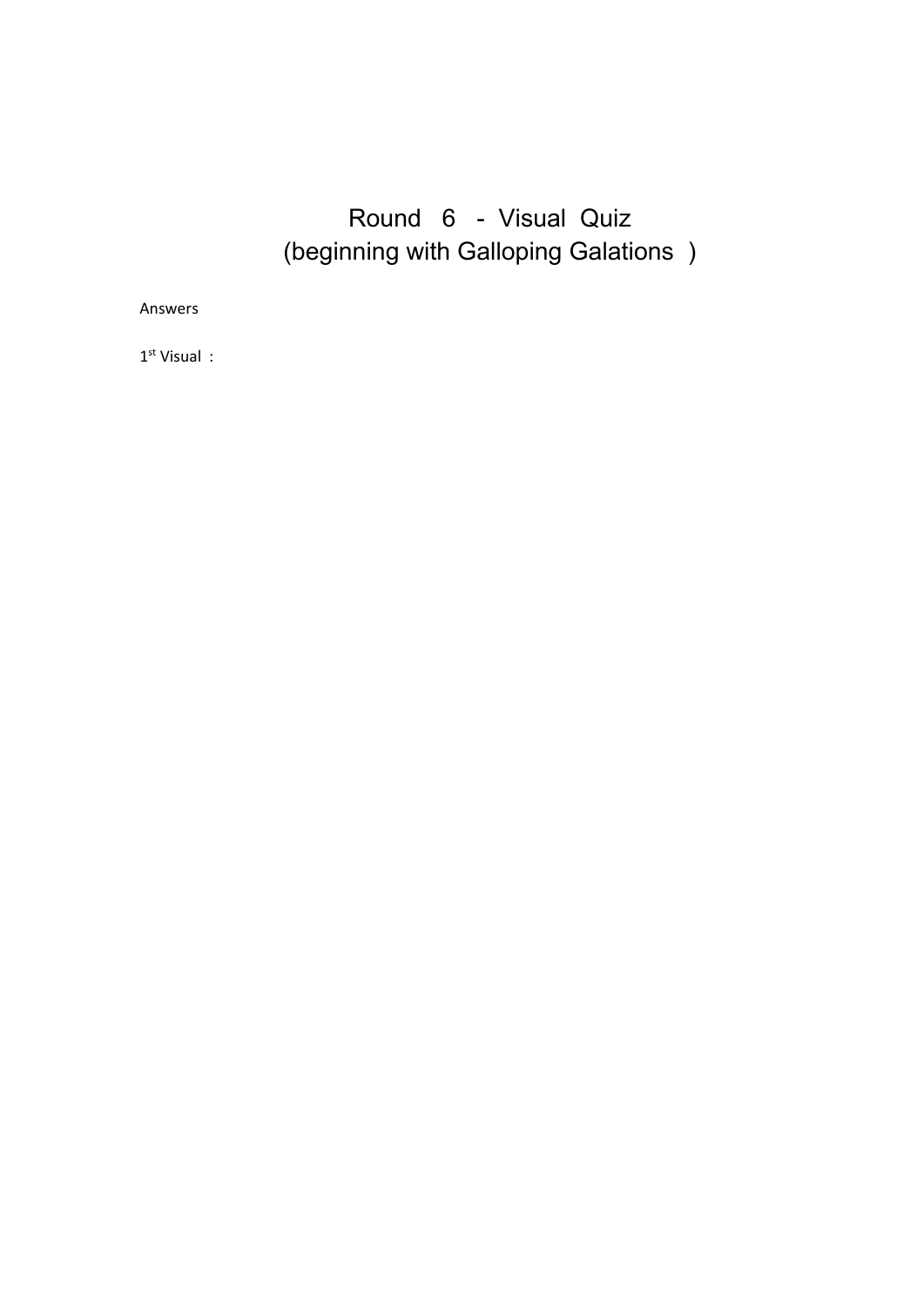# Round 6 - Visual Quiz
## (beginning with Galloping Galations )

Answers

1st Visual :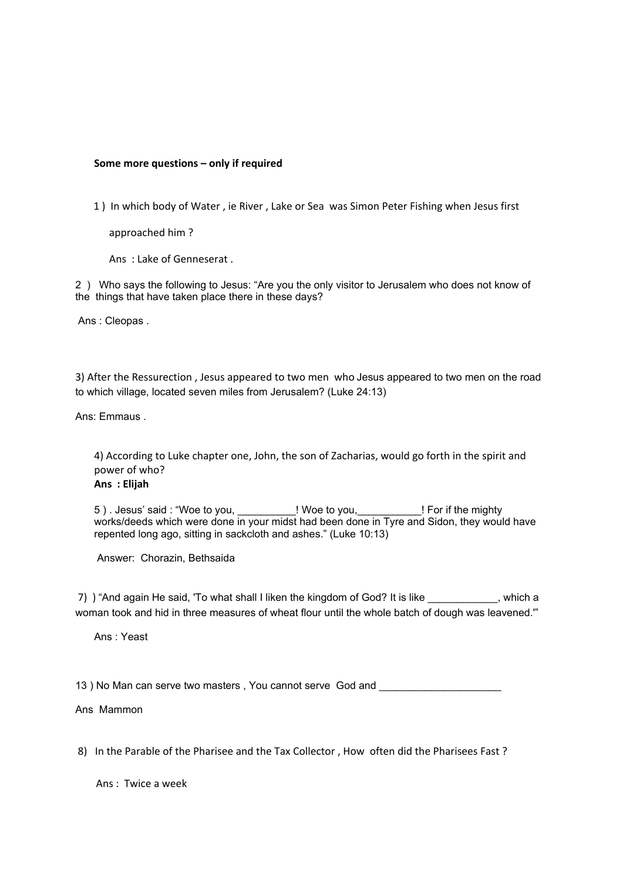**Some more questions – only if required**

1 ) In which body of Water , ie River , Lake or Sea was Simon Peter Fishing when Jesus first approached him ?

Ans : Lake of Genneserat .

2 ) Who says the following to Jesus: "Are you the only visitor to Jerusalem who does not know of the things that have taken place there in these days?

Ans : Cleopas .

3) After the Ressurection , Jesus appeared to two men who Jesus appeared to two men on the road to which village, located seven miles from Jerusalem? (Luke 24:13)

Ans: Emmaus .

4) According to Luke chapter one, John, the son of Zacharias, would go forth in the spirit and power of who?

**Ans : Elijah**

5 ) . Jesus' said : "Woe to you, __________! Woe to you,___________! For if the mighty works/deeds which were done in your midst had been done in Tyre and Sidon, they would have repented long ago, sitting in sackcloth and ashes." (Luke 10:13)

Answer: Chorazin, Bethsaida

7) ) "And again He said, 'To what shall I liken the kingdom of God? It is like ____________, which a woman took and hid in three measures of wheat flour until the whole batch of dough was leavened.'"

Ans : Yeast

13 ) No Man can serve two masters , You cannot serve God and _____________________

Ans Mammon

8) In the Parable of the Pharisee and the Tax Collector , How often did the Pharisees Fast ?

Ans : Twice a week